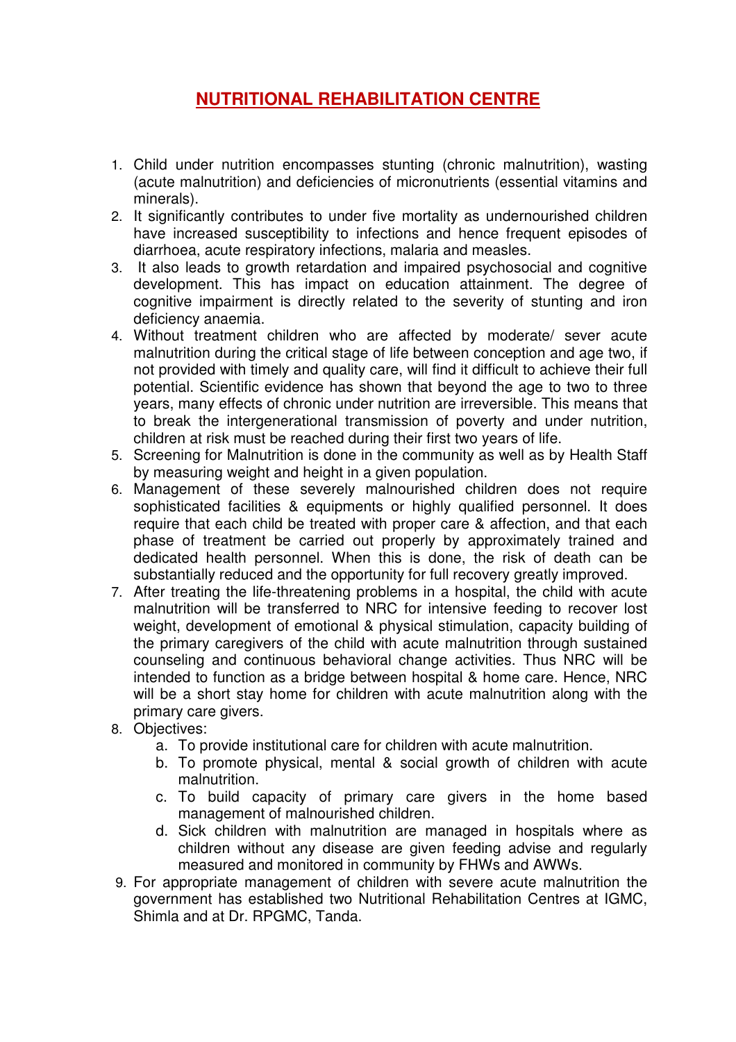# NUTRITIONAL REHABILITATION CENTRE

1. Child under nutrition encompasses stunting (chronic malnutrition), wasting (acute malnutrition) and deficiencies of micronutrients (essential vitamins and minerals).
2. It significantly contributes to under five mortality as undernourished children have increased susceptibility to infections and hence frequent episodes of diarrhoea, acute respiratory infections, malaria and measles.
3. It also leads to growth retardation and impaired psychosocial and cognitive development. This has impact on education attainment. The degree of cognitive impairment is directly related to the severity of stunting and iron deficiency anaemia.
4. Without treatment children who are affected by moderate/ sever acute malnutrition during the critical stage of life between conception and age two, if not provided with timely and quality care, will find it difficult to achieve their full potential. Scientific evidence has shown that beyond the age to two to three years, many effects of chronic under nutrition are irreversible. This means that to break the intergenerational transmission of poverty and under nutrition, children at risk must be reached during their first two years of life.
5. Screening for Malnutrition is done in the community as well as by Health Staff by measuring weight and height in a given population.
6. Management of these severely malnourished children does not require sophisticated facilities & equipments or highly qualified personnel. It does require that each child be treated with proper care & affection, and that each phase of treatment be carried out properly by approximately trained and dedicated health personnel. When this is done, the risk of death can be substantially reduced and the opportunity for full recovery greatly improved.
7. After treating the life-threatening problems in a hospital, the child with acute malnutrition will be transferred to NRC for intensive feeding to recover lost weight, development of emotional & physical stimulation, capacity building of the primary caregivers of the child with acute malnutrition through sustained counseling and continuous behavioral change activities. Thus NRC will be intended to function as a bridge between hospital & home care. Hence, NRC will be a short stay home for children with acute malnutrition along with the primary care givers.
8. Objectives:
   a. To provide institutional care for children with acute malnutrition.
   b. To promote physical, mental & social growth of children with acute malnutrition.
   c. To build capacity of primary care givers in the home based management of malnourished children.
   d. Sick children with malnutrition are managed in hospitals where as children without any disease are given feeding advise and regularly measured and monitored in community by FHWs and AWWs.
9. For appropriate management of children with severe acute malnutrition the government has established two Nutritional Rehabilitation Centres at IGMC, Shimla and at Dr. RPGMC, Tanda.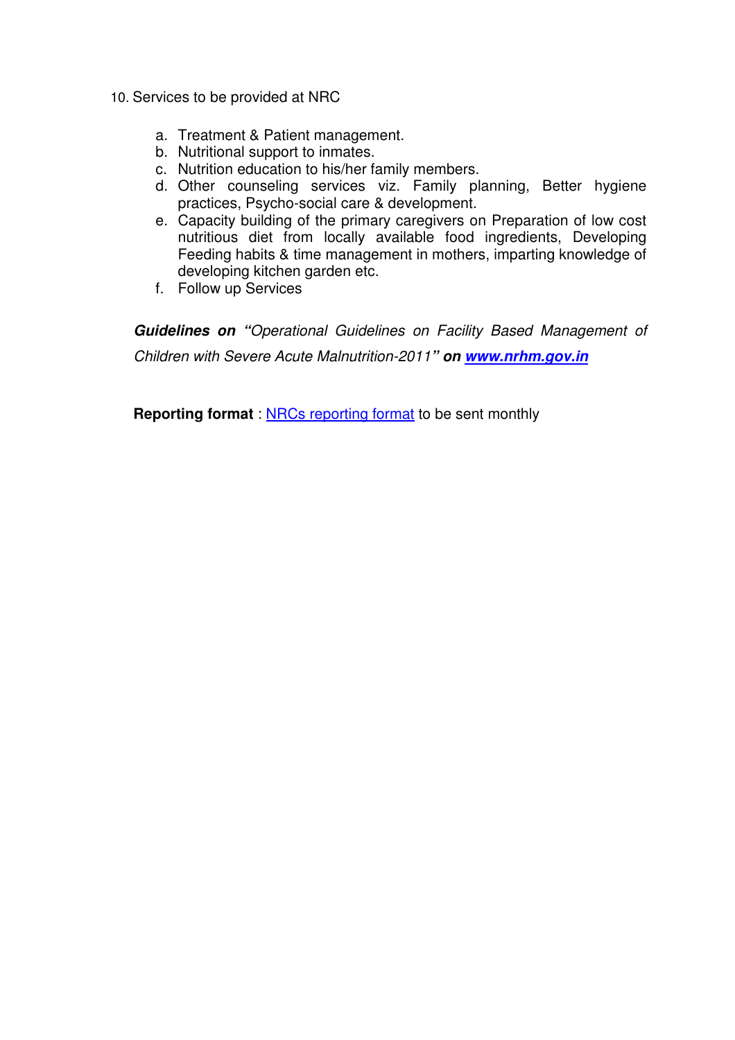10. Services to be provided at NRC

    a. Treatment & Patient management.
    b. Nutritional support to inmates.
    c. Nutrition education to his/her family members.
    d. Other counseling services viz. Family planning, Better hygiene practices, Psycho-social care & development.
    e. Capacity building of the primary caregivers on Preparation of low cost nutritious diet from locally available food ingredients, Developing Feeding habits & time management in mothers, imparting knowledge of developing kitchen garden etc.
    f. Follow up Services

***Guidelines on "****Operational Guidelines on Facility Based Management of Children with Severe Acute Malnutrition-2011****" on*** ***[www.nrhm.gov.in](http://www.nrhm.gov.in)***

**Reporting format** : [NRCs reporting format]() to be sent monthly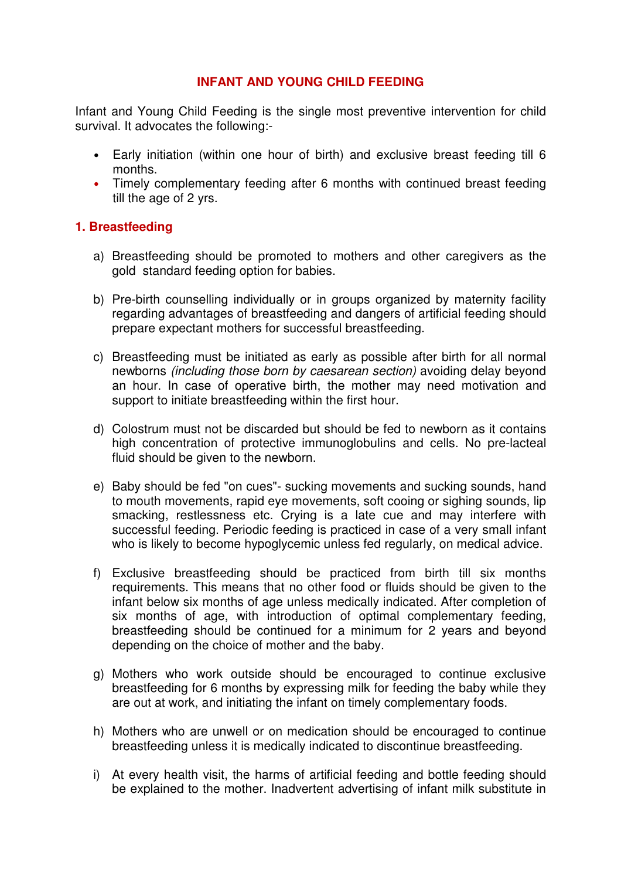# INFANT AND YOUNG CHILD FEEDING

Infant and Young Child Feeding is the single most preventive intervention for child survival. It advocates the following:-

- Early initiation (within one hour of birth) and exclusive breast feeding till 6 months.
- Timely complementary feeding after 6 months with continued breast feeding till the age of 2 yrs.

## 1. Breastfeeding

a) Breastfeeding should be promoted to mothers and other caregivers as the gold standard feeding option for babies.

b) Pre-birth counselling individually or in groups organized by maternity facility regarding advantages of breastfeeding and dangers of artificial feeding should prepare expectant mothers for successful breastfeeding.

c) Breastfeeding must be initiated as early as possible after birth for all normal newborns *(including those born by caesarean section)* avoiding delay beyond an hour. In case of operative birth, the mother may need motivation and support to initiate breastfeeding within the first hour.

d) Colostrum must not be discarded but should be fed to newborn as it contains high concentration of protective immunoglobulins and cells. No pre-lacteal fluid should be given to the newborn.

e) Baby should be fed "on cues"- sucking movements and sucking sounds, hand to mouth movements, rapid eye movements, soft cooing or sighing sounds, lip smacking, restlessness etc. Crying is a late cue and may interfere with successful feeding. Periodic feeding is practiced in case of a very small infant who is likely to become hypoglycemic unless fed regularly, on medical advice.

f) Exclusive breastfeeding should be practiced from birth till six months requirements. This means that no other food or fluids should be given to the infant below six months of age unless medically indicated. After completion of six months of age, with introduction of optimal complementary feeding, breastfeeding should be continued for a minimum for 2 years and beyond depending on the choice of mother and the baby.

g) Mothers who work outside should be encouraged to continue exclusive breastfeeding for 6 months by expressing milk for feeding the baby while they are out at work, and initiating the infant on timely complementary foods.

h) Mothers who are unwell or on medication should be encouraged to continue breastfeeding unless it is medically indicated to discontinue breastfeeding.

i) At every health visit, the harms of artificial feeding and bottle feeding should be explained to the mother. Inadvertent advertising of infant milk substitute in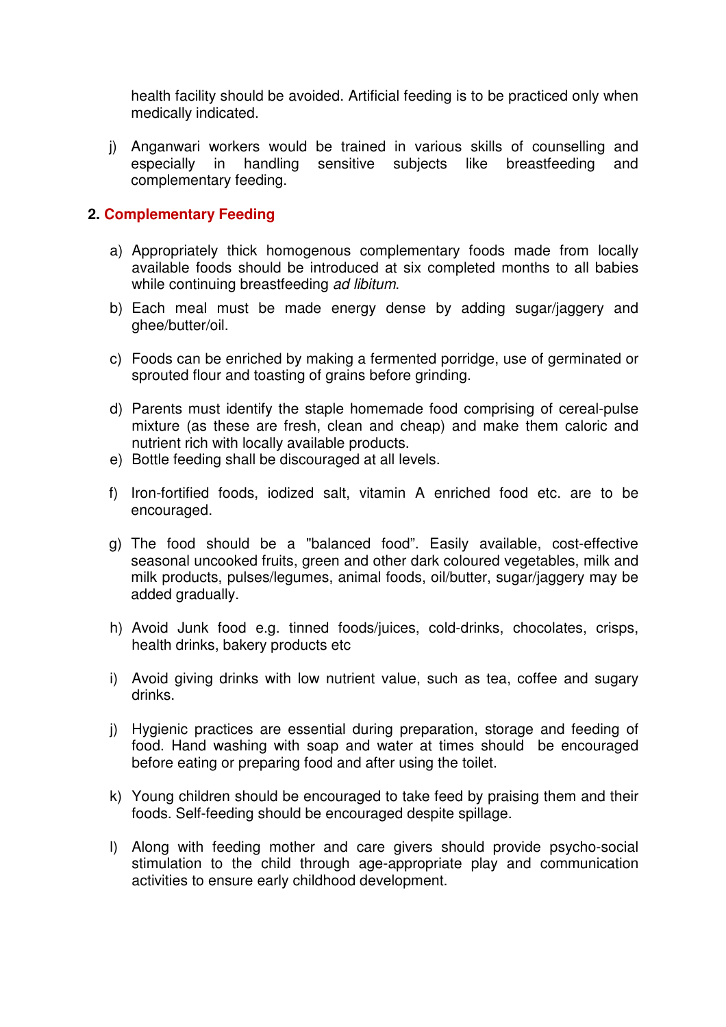health facility should be avoided. Artificial feeding is to be practiced only when medically indicated.

j) Anganwari workers would be trained in various skills of counselling and especially in handling sensitive subjects like breastfeeding and complementary feeding.

**2. Complementary Feeding**

a) Appropriately thick homogenous complementary foods made from locally available foods should be introduced at six completed months to all babies while continuing breastfeeding *ad libitum*.

b) Each meal must be made energy dense by adding sugar/jaggery and ghee/butter/oil.

c) Foods can be enriched by making a fermented porridge, use of germinated or sprouted flour and toasting of grains before grinding.

d) Parents must identify the staple homemade food comprising of cereal-pulse mixture (as these are fresh, clean and cheap) and make them caloric and nutrient rich with locally available products.

e) Bottle feeding shall be discouraged at all levels.

f) Iron-fortified foods, iodized salt, vitamin A enriched food etc. are to be encouraged.

g) The food should be a "balanced food". Easily available, cost-effective seasonal uncooked fruits, green and other dark coloured vegetables, milk and milk products, pulses/legumes, animal foods, oil/butter, sugar/jaggery may be added gradually.

h) Avoid Junk food e.g. tinned foods/juices, cold-drinks, chocolates, crisps, health drinks, bakery products etc

i) Avoid giving drinks with low nutrient value, such as tea, coffee and sugary drinks.

j) Hygienic practices are essential during preparation, storage and feeding of food. Hand washing with soap and water at times should be encouraged before eating or preparing food and after using the toilet.

k) Young children should be encouraged to take feed by praising them and their foods. Self-feeding should be encouraged despite spillage.

l) Along with feeding mother and care givers should provide psycho-social stimulation to the child through age-appropriate play and communication activities to ensure early childhood development.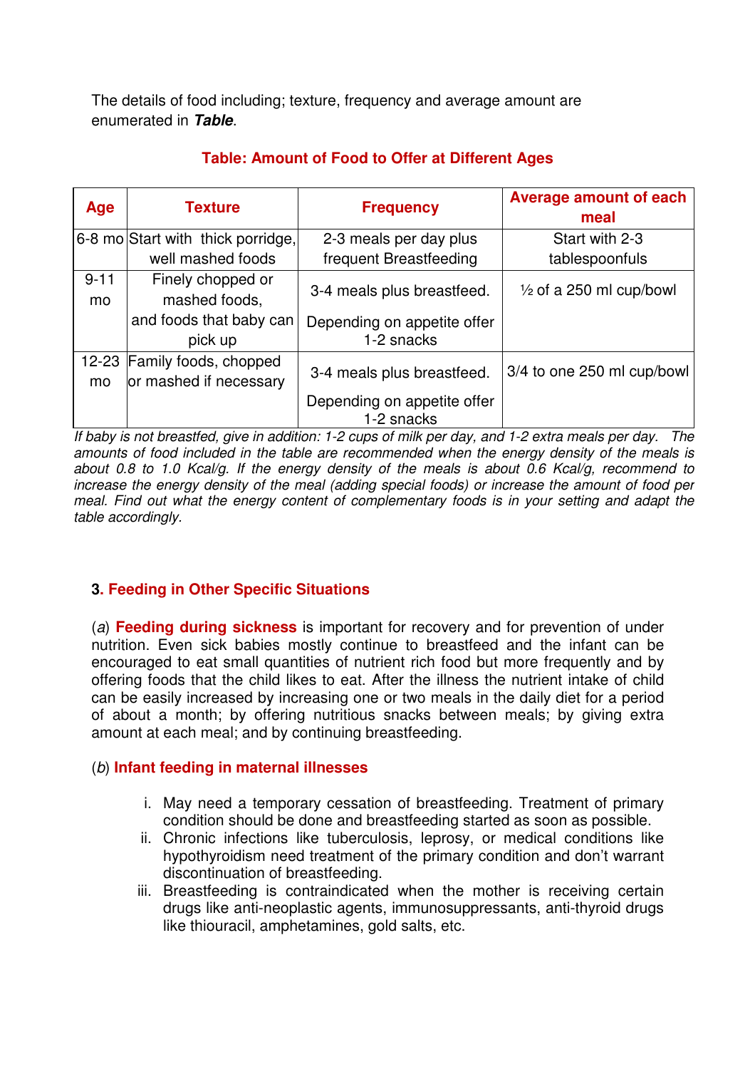The details of food including; texture, frequency and average amount are enumerated in ***Table***.

**Table: Amount of Food to Offer at Different Ages**

| Age | Texture | Frequency | Average amount of each meal |
|---|---|---|---|
| 6-8 mo | Start with thick porridge, well mashed foods | 2-3 meals per day plus frequent Breastfeeding | Start with 2-3 tablespoonfuls |
| 9-11 mo | Finely chopped or mashed foods, and foods that baby can pick up | 3-4 meals plus breastfeed. Depending on appetite offer 1-2 snacks | ½ of a 250 ml cup/bowl |
| 12-23 mo | Family foods, chopped or mashed if necessary | 3-4 meals plus breastfeed. Depending on appetite offer 1-2 snacks | 3/4 to one 250 ml cup/bowl |

*If baby is not breastfed, give in addition: 1-2 cups of milk per day, and 1-2 extra meals per day. The amounts of food included in the table are recommended when the energy density of the meals is about 0.8 to 1.0 Kcal/g. If the energy density of the meals is about 0.6 Kcal/g, recommend to increase the energy density of the meal (adding special foods) or increase the amount of food per meal. Find out what the energy content of complementary foods is in your setting and adapt the table accordingly.*

### 3. Feeding in Other Specific Situations

(*a*) **Feeding during sickness** is important for recovery and for prevention of under nutrition. Even sick babies mostly continue to breastfeed and the infant can be encouraged to eat small quantities of nutrient rich food but more frequently and by offering foods that the child likes to eat. After the illness the nutrient intake of child can be easily increased by increasing one or two meals in the daily diet for a period of about a month; by offering nutritious snacks between meals; by giving extra amount at each meal; and by continuing breastfeeding.

(*b*) **Infant feeding in maternal illnesses**

i. May need a temporary cessation of breastfeeding. Treatment of primary condition should be done and breastfeeding started as soon as possible.
ii. Chronic infections like tuberculosis, leprosy, or medical conditions like hypothyroidism need treatment of the primary condition and don't warrant discontinuation of breastfeeding.
iii. Breastfeeding is contraindicated when the mother is receiving certain drugs like anti-neoplastic agents, immunosuppressants, anti-thyroid drugs like thiouracil, amphetamines, gold salts, etc.